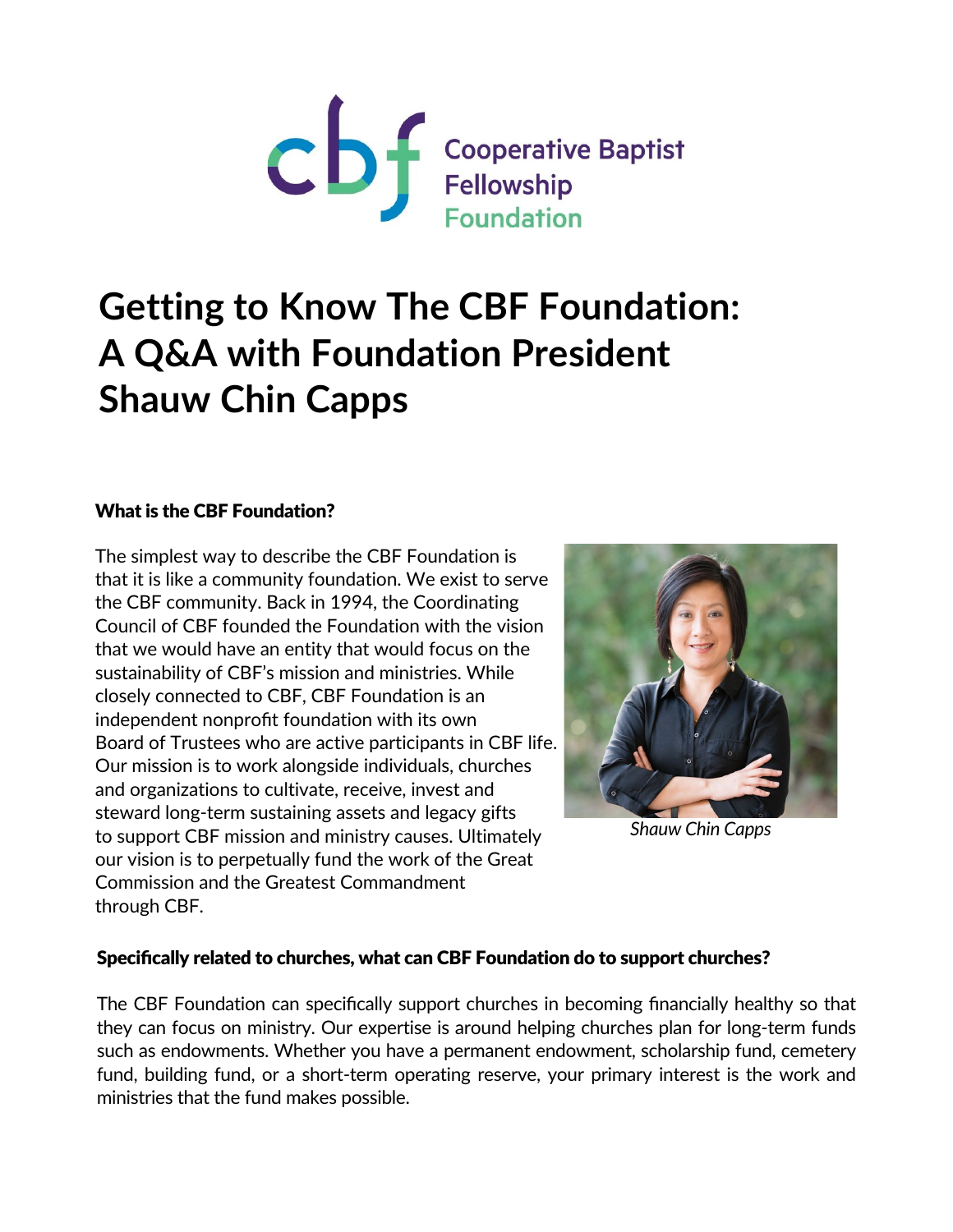Cooperative Baptist Fellowship Foundation

# Getting to Know The CBF Foundation: A Q&A with Foundation President Shauw Chin Capps

### What is the CBF Foundation?

The simplest way to describe the CBF Foundation is that it is like a community foundation. We exist to serve the CBF community. Back in 1994, the Coordinating Council of CBF founded the Foundation with the vision that we would have an entity that would focus on the sustainability of CBF's mission and ministries. While closely connected to CBF, CBF Foundation is an independent nonprofit foundation with its own Board of Trustees who are active participants in CBF life. Our mission is to work alongside individuals, churches and organizations to cultivate, receive, invest and steward long-term sustaining assets and legacy gifts to support CBF mission and ministry causes. Ultimately our vision is to perpetually fund the work of the Great Commission and the Greatest Commandment through CBF.

*Shauw Chin Capps*

### Specifically related to churches, what can CBF Foundation do to support churches?

The CBF Foundation can specifically support churches in becoming financially healthy so that they can focus on ministry. Our expertise is around helping churches plan for long-term funds such as endowments. Whether you have a permanent endowment, scholarship fund, cemetery fund, building fund, or a short-term operating reserve, your primary interest is the work and ministries that the fund makes possible.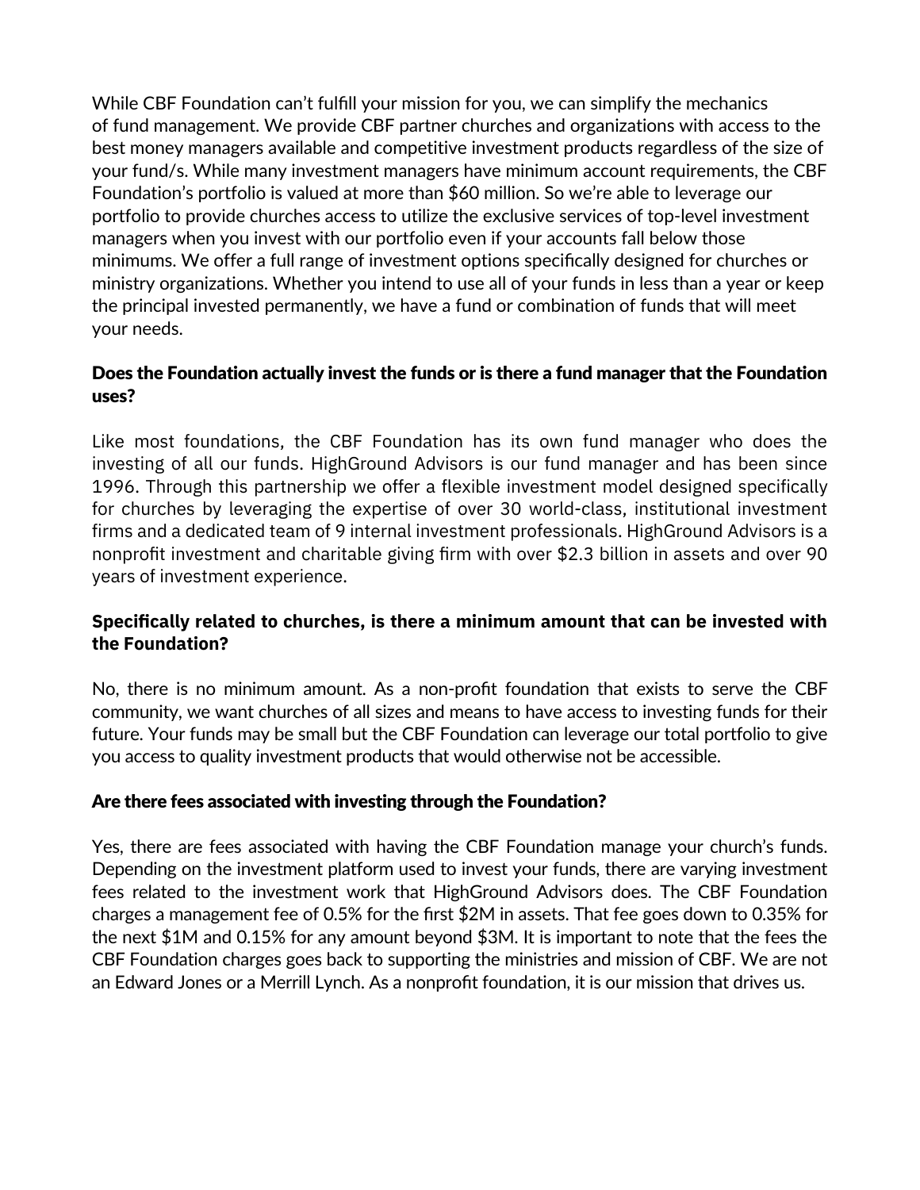While CBF Foundation can't fulfill your mission for you, we can simplify the mechanics of fund management. We provide CBF partner churches and organizations with access to the best money managers available and competitive investment products regardless of the size of your fund/s. While many investment managers have minimum account requirements, the CBF Foundation's portfolio is valued at more than $60 million. So we're able to leverage our portfolio to provide churches access to utilize the exclusive services of top-level investment managers when you invest with our portfolio even if your accounts fall below those minimums. We offer a full range of investment options specifically designed for churches or ministry organizations. Whether you intend to use all of your funds in less than a year or keep the principal invested permanently, we have a fund or combination of funds that will meet your needs.

### Does the Foundation actually invest the funds or is there a fund manager that the Foundation uses?

Like most foundations, the CBF Foundation has its own fund manager who does the investing of all our funds. HighGround Advisors is our fund manager and has been since 1996. Through this partnership we offer a flexible investment model designed specifically for churches by leveraging the expertise of over 30 world-class, institutional investment firms and a dedicated team of 9 internal investment professionals. HighGround Advisors is a nonprofit investment and charitable giving firm with over $2.3 billion in assets and over 90 years of investment experience.

### Specifically related to churches, is there a minimum amount that can be invested with the Foundation?

No, there is no minimum amount. As a non-profit foundation that exists to serve the CBF community, we want churches of all sizes and means to have access to investing funds for their future. Your funds may be small but the CBF Foundation can leverage our total portfolio to give you access to quality investment products that would otherwise not be accessible.

### Are there fees associated with investing through the Foundation?

Yes, there are fees associated with having the CBF Foundation manage your church's funds. Depending on the investment platform used to invest your funds, there are varying investment fees related to the investment work that HighGround Advisors does. The CBF Foundation charges a management fee of 0.5% for the first $2M in assets. That fee goes down to 0.35% for the next $1M and 0.15% for any amount beyond $3M. It is important to note that the fees the CBF Foundation charges goes back to supporting the ministries and mission of CBF. We are not an Edward Jones or a Merrill Lynch. As a nonprofit foundation, it is our mission that drives us.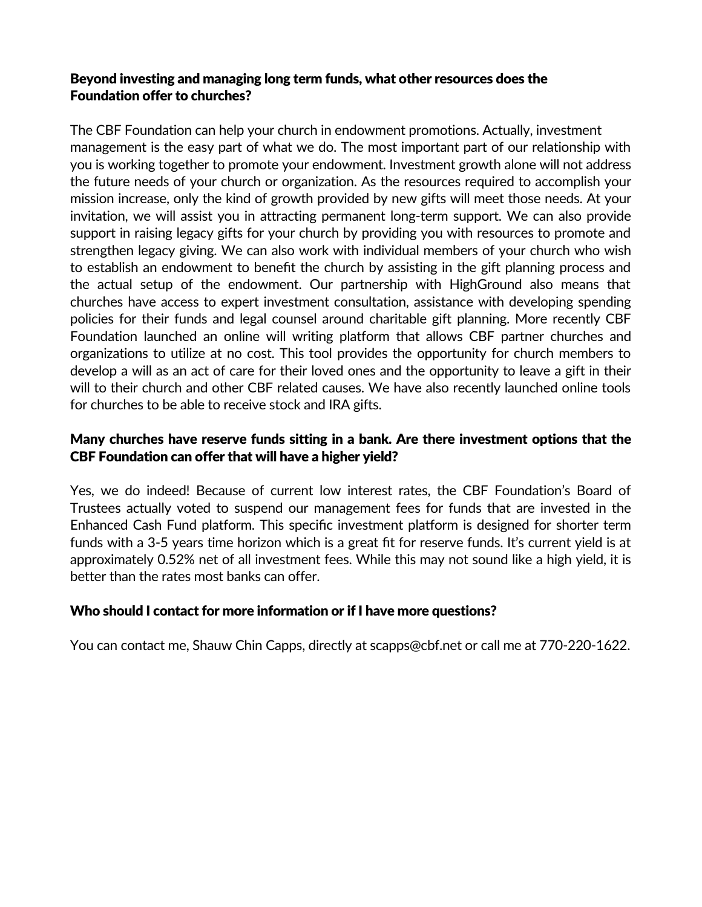**Beyond investing and managing long term funds, what other resources does the Foundation offer to churches?**

The CBF Foundation can help your church in endowment promotions. Actually, investment management is the easy part of what we do. The most important part of our relationship with you is working together to promote your endowment. Investment growth alone will not address the future needs of your church or organization. As the resources required to accomplish your mission increase, only the kind of growth provided by new gifts will meet those needs. At your invitation, we will assist you in attracting permanent long-term support. We can also provide support in raising legacy gifts for your church by providing you with resources to promote and strengthen legacy giving. We can also work with individual members of your church who wish to establish an endowment to benefit the church by assisting in the gift planning process and the actual setup of the endowment. Our partnership with HighGround also means that churches have access to expert investment consultation, assistance with developing spending policies for their funds and legal counsel around charitable gift planning. More recently CBF Foundation launched an online will writing platform that allows CBF partner churches and organizations to utilize at no cost. This tool provides the opportunity for church members to develop a will as an act of care for their loved ones and the opportunity to leave a gift in their will to their church and other CBF related causes. We have also recently launched online tools for churches to be able to receive stock and IRA gifts.

**Many churches have reserve funds sitting in a bank. Are there investment options that the CBF Foundation can offer that will have a higher yield?**

Yes, we do indeed! Because of current low interest rates, the CBF Foundation's Board of Trustees actually voted to suspend our management fees for funds that are invested in the Enhanced Cash Fund platform. This specific investment platform is designed for shorter term funds with a 3-5 years time horizon which is a great fit for reserve funds. It's current yield is at approximately 0.52% net of all investment fees. While this may not sound like a high yield, it is better than the rates most banks can offer.

**Who should I contact for more information or if I have more questions?**

You can contact me, Shauw Chin Capps, directly at scapps@cbf.net or call me at 770-220-1622.